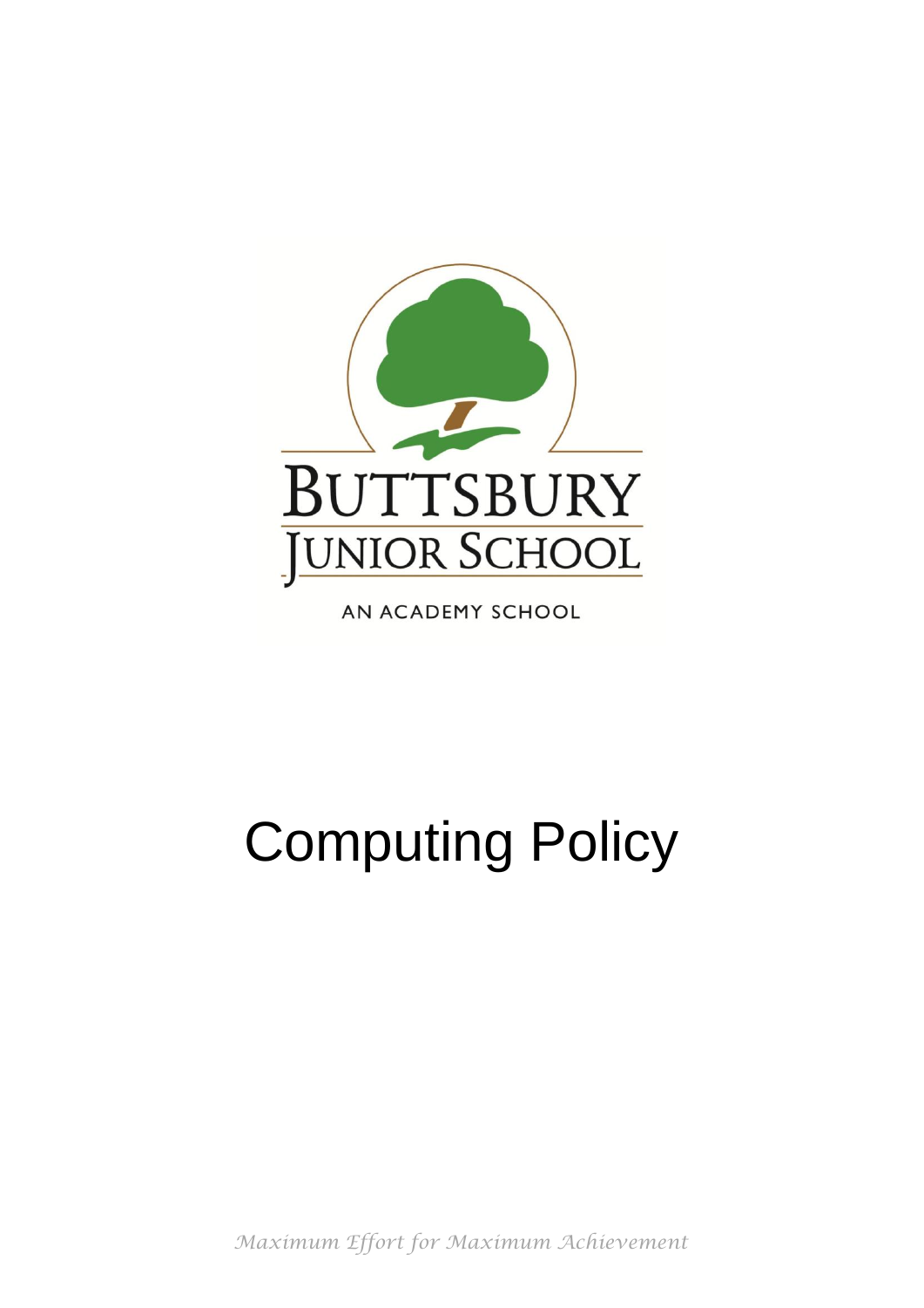BUTTSBURY JUNIOR SCHOOL

AN ACADEMY SCHOOL

# Computing Policy

*Maximum Effort for Maximum Achievement*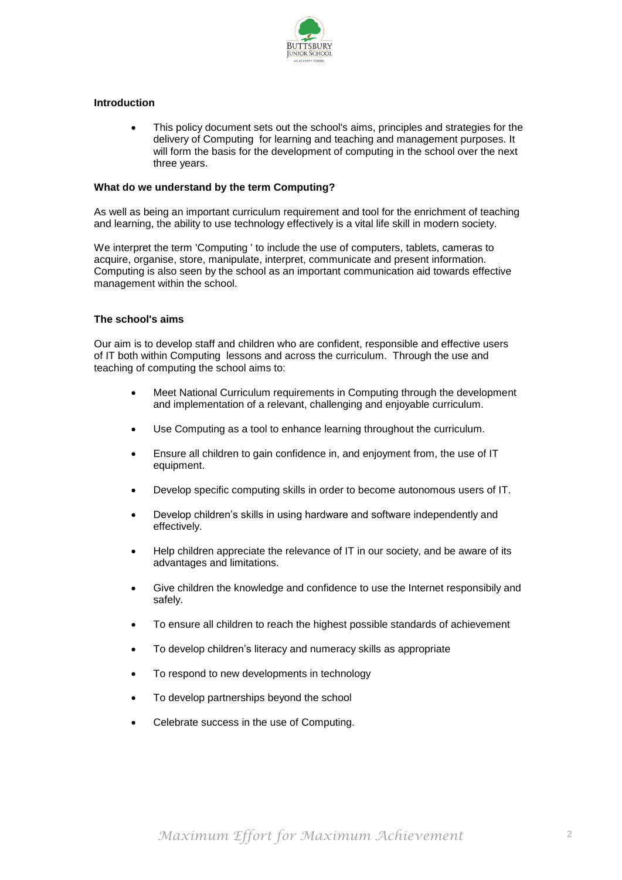**Introduction**

- This policy document sets out the school's aims, principles and strategies for the delivery of Computing for learning and teaching and management purposes. It will form the basis for the development of computing in the school over the next three years.

**What do we understand by the term Computing?**

As well as being an important curriculum requirement and tool for the enrichment of teaching and learning, the ability to use technology effectively is a vital life skill in modern society.

We interpret the term 'Computing ' to include the use of computers, tablets, cameras to acquire, organise, store, manipulate, interpret, communicate and present information. Computing is also seen by the school as an important communication aid towards effective management within the school.

**The school's aims**

Our aim is to develop staff and children who are confident, responsible and effective users of IT both within Computing lessons and across the curriculum. Through the use and teaching of computing the school aims to:

- Meet National Curriculum requirements in Computing through the development and implementation of a relevant, challenging and enjoyable curriculum.
- Use Computing as a tool to enhance learning throughout the curriculum.
- Ensure all children to gain confidence in, and enjoyment from, the use of IT equipment.
- Develop specific computing skills in order to become autonomous users of IT.
- Develop children's skills in using hardware and software independently and effectively.
- Help children appreciate the relevance of IT in our society, and be aware of its advantages and limitations.
- Give children the knowledge and confidence to use the Internet responsibily and safely.
- To ensure all children to reach the highest possible standards of achievement
- To develop children's literacy and numeracy skills as appropriate
- To respond to new developments in technology
- To develop partnerships beyond the school
- Celebrate success in the use of Computing.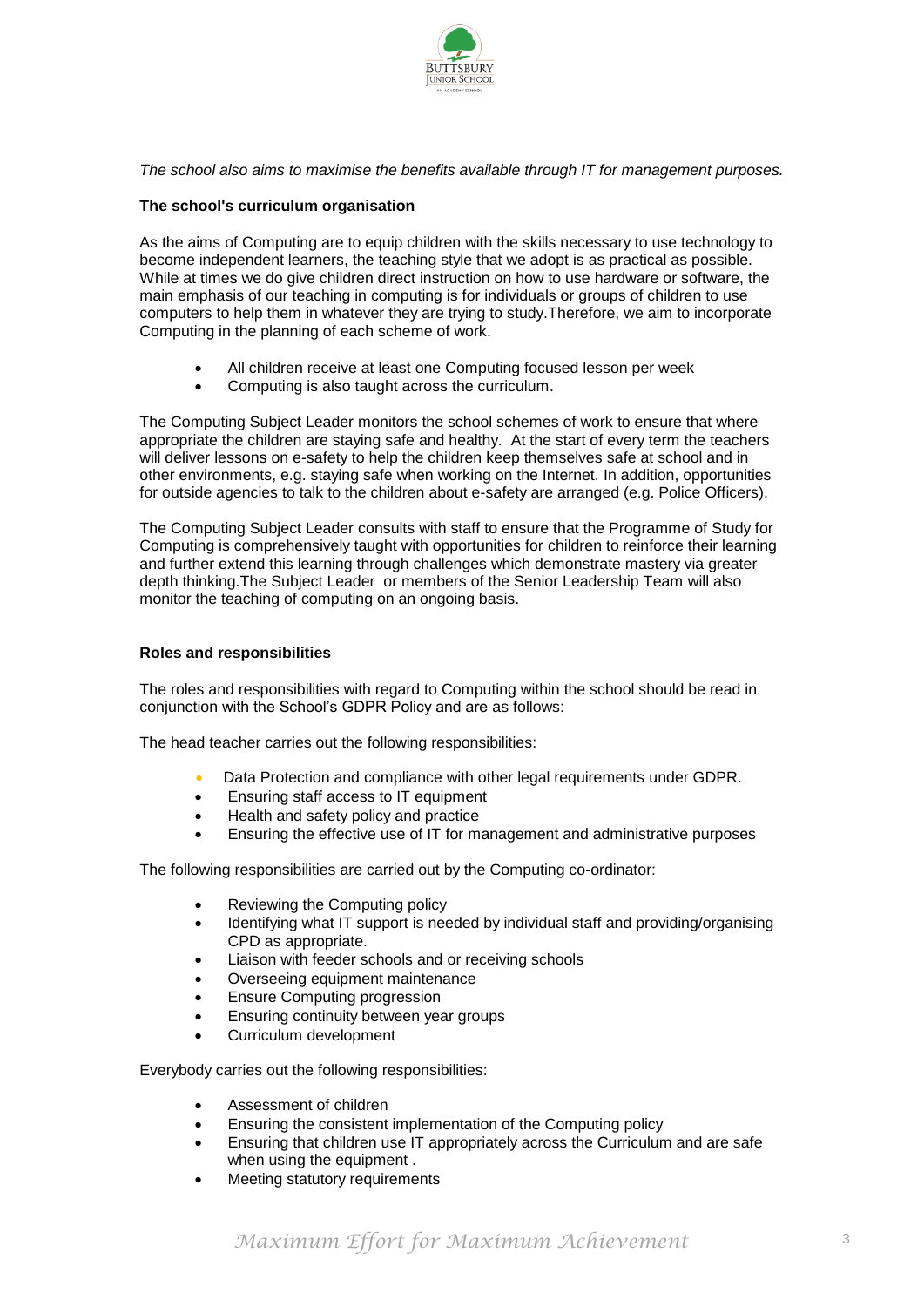*The school also aims to maximise the benefits available through IT for management purposes.*

**The school's curriculum organisation**

As the aims of Computing are to equip children with the skills necessary to use technology to become independent learners, the teaching style that we adopt is as practical as possible. While at times we do give children direct instruction on how to use hardware or software, the main emphasis of our teaching in computing is for individuals or groups of children to use computers to help them in whatever they are trying to study.Therefore, we aim to incorporate Computing in the planning of each scheme of work.

- All children receive at least one Computing focused lesson per week
- Computing is also taught across the curriculum.

The Computing Subject Leader monitors the school schemes of work to ensure that where appropriate the children are staying safe and healthy. At the start of every term the teachers will deliver lessons on e-safety to help the children keep themselves safe at school and in other environments, e.g. staying safe when working on the Internet. In addition, opportunities for outside agencies to talk to the children about e-safety are arranged (e.g. Police Officers).

The Computing Subject Leader consults with staff to ensure that the Programme of Study for Computing is comprehensively taught with opportunities for children to reinforce their learning and further extend this learning through challenges which demonstrate mastery via greater depth thinking.The Subject Leader or members of the Senior Leadership Team will also monitor the teaching of computing on an ongoing basis.

**Roles and responsibilities**

The roles and responsibilities with regard to Computing within the school should be read in conjunction with the School's GDPR Policy and are as follows:

The head teacher carries out the following responsibilities:

- Data Protection and compliance with other legal requirements under GDPR.
- Ensuring staff access to IT equipment
- Health and safety policy and practice
- Ensuring the effective use of IT for management and administrative purposes

The following responsibilities are carried out by the Computing co-ordinator:

- Reviewing the Computing policy
- Identifying what IT support is needed by individual staff and providing/organising CPD as appropriate.
- Liaison with feeder schools and or receiving schools
- Overseeing equipment maintenance
- Ensure Computing progression
- Ensuring continuity between year groups
- Curriculum development

Everybody carries out the following responsibilities:

- Assessment of children
- Ensuring the consistent implementation of the Computing policy
- Ensuring that children use IT appropriately across the Curriculum and are safe when using the equipment .
- Meeting statutory requirements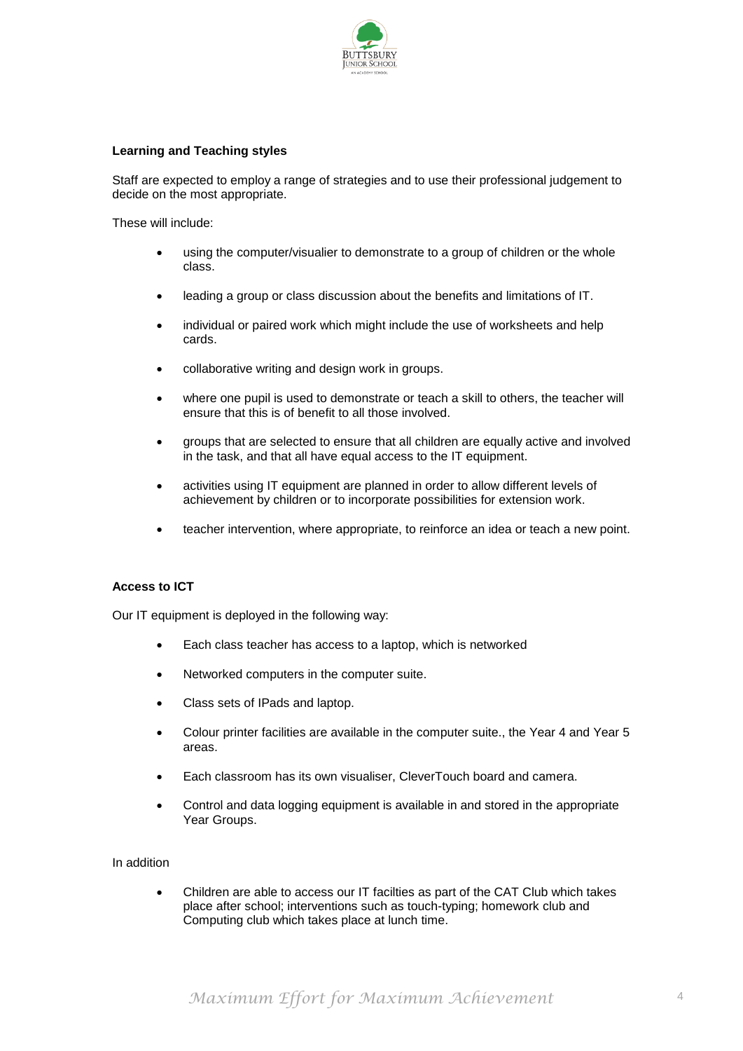**Learning and Teaching styles**

Staff are expected to employ a range of strategies and to use their professional judgement to decide on the most appropriate.

These will include:

- using the computer/visualier to demonstrate to a group of children or the whole class.
- leading a group or class discussion about the benefits and limitations of IT.
- individual or paired work which might include the use of worksheets and help cards.
- collaborative writing and design work in groups.
- where one pupil is used to demonstrate or teach a skill to others, the teacher will ensure that this is of benefit to all those involved.
- groups that are selected to ensure that all children are equally active and involved in the task, and that all have equal access to the IT equipment.
- activities using IT equipment are planned in order to allow different levels of achievement by children or to incorporate possibilities for extension work.
- teacher intervention, where appropriate, to reinforce an idea or teach a new point.

**Access to ICT**

Our IT equipment is deployed in the following way:

- Each class teacher has access to a laptop, which is networked
- Networked computers in the computer suite.
- Class sets of IPads and laptop.
- Colour printer facilities are available in the computer suite., the Year 4 and Year 5 areas.
- Each classroom has its own visualiser, CleverTouch board and camera.
- Control and data logging equipment is available in and stored in the appropriate Year Groups.

In addition

- Children are able to access our IT facilties as part of the CAT Club which takes place after school; interventions such as touch-typing; homework club and Computing club which takes place at lunch time.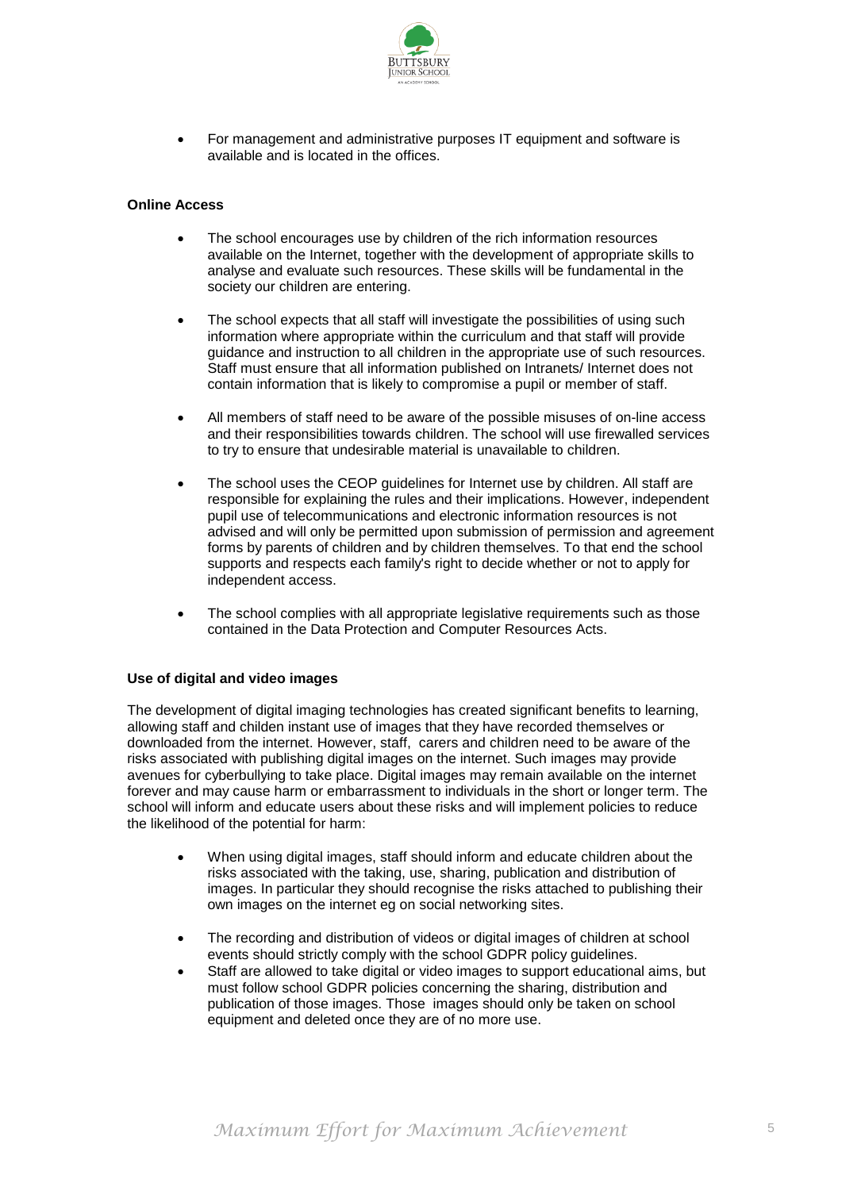- For management and administrative purposes IT equipment and software is available and is located in the offices.

**Online Access**

- The school encourages use by children of the rich information resources available on the Internet, together with the development of appropriate skills to analyse and evaluate such resources. These skills will be fundamental in the society our children are entering.

- The school expects that all staff will investigate the possibilities of using such information where appropriate within the curriculum and that staff will provide guidance and instruction to all children in the appropriate use of such resources. Staff must ensure that all information published on Intranets/ Internet does not contain information that is likely to compromise a pupil or member of staff.

- All members of staff need to be aware of the possible misuses of on-line access and their responsibilities towards children. The school will use firewalled services to try to ensure that undesirable material is unavailable to children.

- The school uses the CEOP guidelines for Internet use by children. All staff are responsible for explaining the rules and their implications. However, independent pupil use of telecommunications and electronic information resources is not advised and will only be permitted upon submission of permission and agreement forms by parents of children and by children themselves. To that end the school supports and respects each family's right to decide whether or not to apply for independent access.

- The school complies with all appropriate legislative requirements such as those contained in the Data Protection and Computer Resources Acts.

**Use of digital and video images**

The development of digital imaging technologies has created significant benefits to learning, allowing staff and childen instant use of images that they have recorded themselves or downloaded from the internet. However, staff, carers and children need to be aware of the risks associated with publishing digital images on the internet. Such images may provide avenues for cyberbullying to take place. Digital images may remain available on the internet forever and may cause harm or embarrassment to individuals in the short or longer term. The school will inform and educate users about these risks and will implement policies to reduce the likelihood of the potential for harm:

- When using digital images, staff should inform and educate children about the risks associated with the taking, use, sharing, publication and distribution of images. In particular they should recognise the risks attached to publishing their own images on the internet eg on social networking sites.

- The recording and distribution of videos or digital images of children at school events should strictly comply with the school GDPR policy guidelines.
- Staff are allowed to take digital or video images to support educational aims, but must follow school GDPR policies concerning the sharing, distribution and publication of those images. Those images should only be taken on school equipment and deleted once they are of no more use.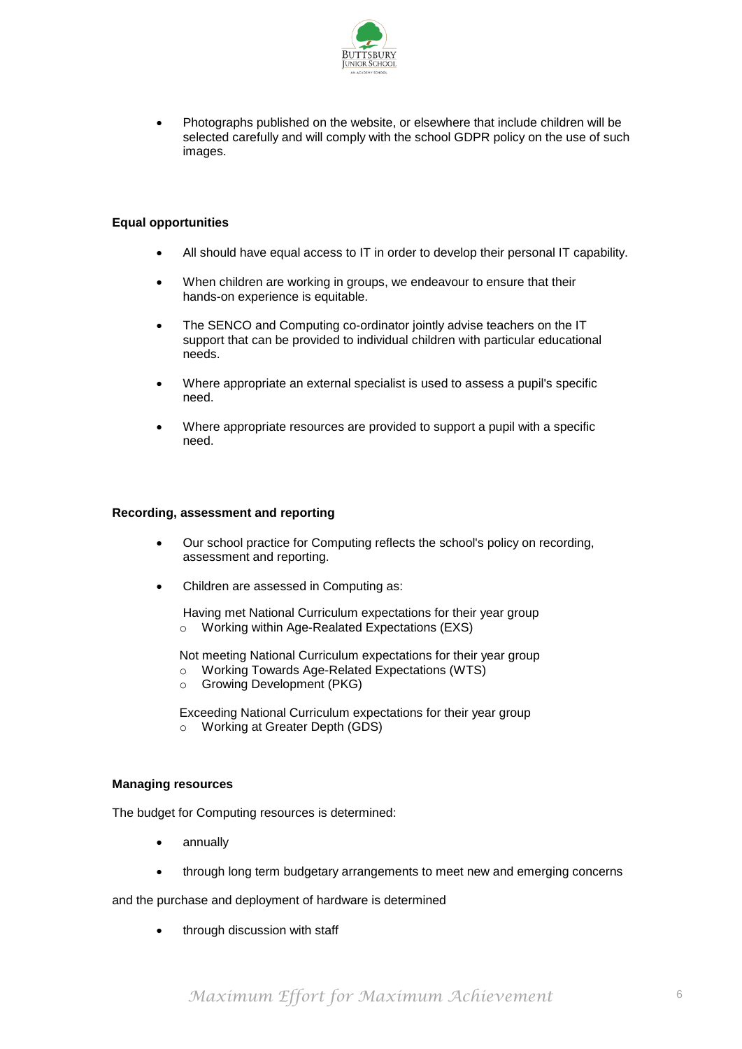- Photographs published on the website, or elsewhere that include children will be selected carefully and will comply with the school GDPR policy on the use of such images.

**Equal opportunities**

- All should have equal access to IT in order to develop their personal IT capability.
- When children are working in groups, we endeavour to ensure that their hands-on experience is equitable.
- The SENCO and Computing co-ordinator jointly advise teachers on the IT support that can be provided to individual children with particular educational needs.
- Where appropriate an external specialist is used to assess a pupil's specific need.
- Where appropriate resources are provided to support a pupil with a specific need.

**Recording, assessment and reporting**

- Our school practice for Computing reflects the school's policy on recording, assessment and reporting.
- Children are assessed in Computing as:

  Having met National Curriculum expectations for their year group
  - Working within Age-Realated Expectations (EXS)

  Not meeting National Curriculum expectations for their year group
  - Working Towards Age-Related Expectations (WTS)
  - Growing Development (PKG)

  Exceeding National Curriculum expectations for their year group
  - Working at Greater Depth (GDS)

**Managing resources**

The budget for Computing resources is determined:

- annually
- through long term budgetary arrangements to meet new and emerging concerns

and the purchase and deployment of hardware is determined

- through discussion with staff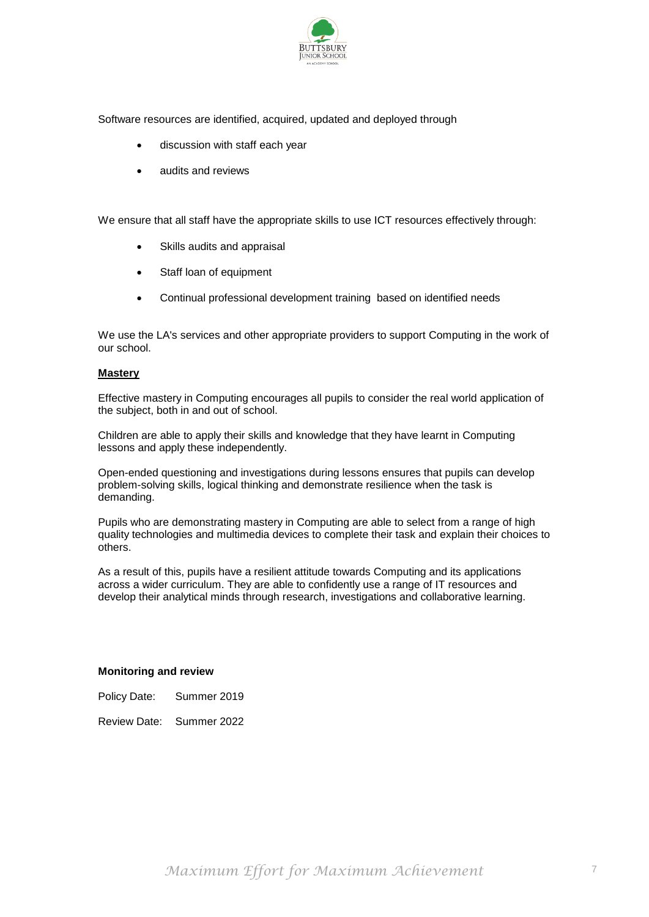Software resources are identified, acquired, updated and deployed through

- discussion with staff each year
- audits and reviews

We ensure that all staff have the appropriate skills to use ICT resources effectively through:

- Skills audits and appraisal
- Staff loan of equipment
- Continual professional development training based on identified needs

We use the LA's services and other appropriate providers to support Computing in the work of our school.

**Mastery**

Effective mastery in Computing encourages all pupils to consider the real world application of the subject, both in and out of school.

Children are able to apply their skills and knowledge that they have learnt in Computing lessons and apply these independently.

Open-ended questioning and investigations during lessons ensures that pupils can develop problem-solving skills, logical thinking and demonstrate resilience when the task is demanding.

Pupils who are demonstrating mastery in Computing are able to select from a range of high quality technologies and multimedia devices to complete their task and explain their choices to others.

As a result of this, pupils have a resilient attitude towards Computing and its applications across a wider curriculum. They are able to confidently use a range of IT resources and develop their analytical minds through research, investigations and collaborative learning.

**Monitoring and review**

Policy Date: Summer 2019

Review Date: Summer 2022